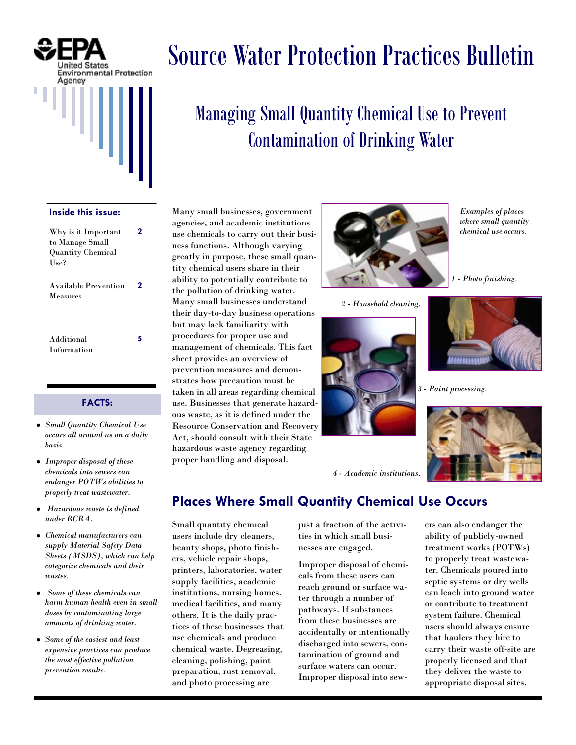# Source Water Protection Practices Bulletin

## Managing Small Quantity Chemical Use to Prevent Contamination of Drinking Water

**Inside this issue:**

| | |
|---|---|
| Why is it Important to Manage Small Quantity Chemical Use? | 2 |
| Available Prevention Measures | 2 |
| Additional Information | 5 |

**FACTS:**

- *Small Quantity Chemical Use occurs all around us on a daily basis.*
- *Improper disposal of these chemicals into sewers can endanger POTWs abilities to properly treat wastewater.*
- *Hazardous waste is defined under RCRA.*
- *Chemical manufacturers can supply Material Safety Data Sheets (MSDS), which can help categorize chemicals and their wastes.*
- *Some of these chemicals can harm human health even in small doses by contaminating large amounts of drinking water.*
- *Some of the easiest and least expensive practices can produce the most effective pollution prevention results.*

Many small businesses, government agencies, and academic institutions use chemicals to carry out their business functions. Although varying greatly in purpose, these small quantity chemical users share in their ability to potentially contribute to the pollution of drinking water. Many small businesses understand their day-to-day business operations but may lack familiarity with procedures for proper use and management of chemicals. This fact sheet provides an overview of prevention measures and demonstrates how precaution must be taken in all areas regarding chemical use. Businesses that generate hazardous waste, as it is defined under the Resource Conservation and Recovery Act, should consult with their State hazardous waste agency regarding proper handling and disposal.

*Examples of places where small quantity chemical use occurs.*

*1 - Photo finishing.*

*2 - Household cleaning.*

*3 - Paint processing.*

*4 - Academic institutions.*

## Places Where Small Quantity Chemical Use Occurs

Small quantity chemical users include dry cleaners, beauty shops, photo finishers, vehicle repair shops, printers, laboratories, water supply facilities, academic institutions, nursing homes, medical facilities, and many others. It is the daily practices of these businesses that use chemicals and produce chemical waste. Degreasing, cleaning, polishing, paint preparation, rust removal, and photo processing are just a fraction of the activities in which small businesses are engaged.

Improper disposal of chemicals from these users can reach ground or surface water through a number of pathways. If substances from these businesses are accidentally or intentionally discharged into sewers, contamination of ground and surface waters can occur. Improper disposal into sewers can also endanger the ability of publicly-owned treatment works (POTWs) to properly treat wastewater. Chemicals poured into septic systems or dry wells can leach into ground water or contribute to treatment system failure. Chemical users should always ensure that haulers they hire to carry their waste off-site are properly licensed and that they deliver the waste to appropriate disposal sites.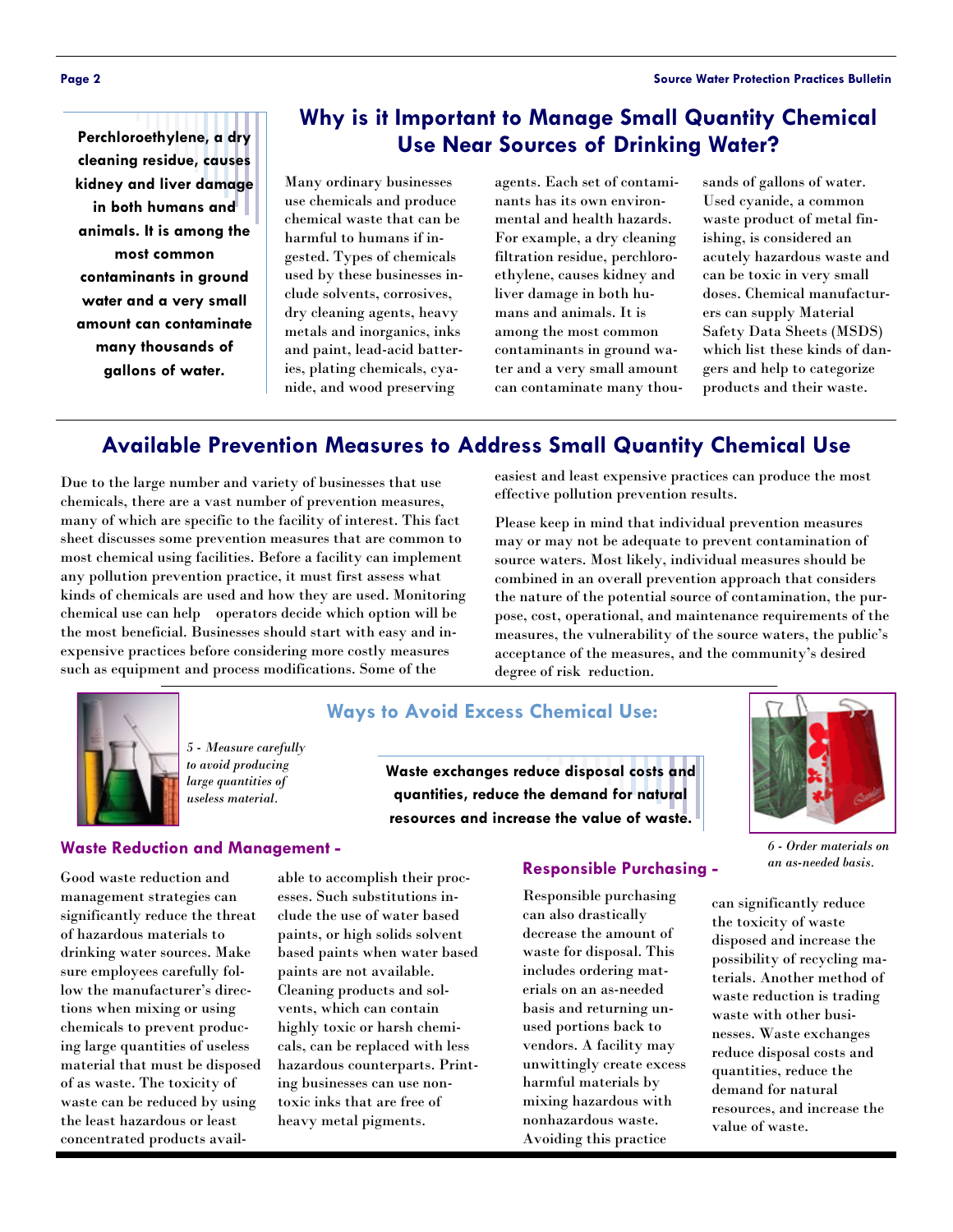**Perchloroethylene, a dry cleaning residue, causes kidney and liver damage in both humans and animals. It is among the most common contaminants in ground water and a very small amount can contaminate many thousands of gallons of water.**

## Why is it Important to Manage Small Quantity Chemical Use Near Sources of Drinking Water?

Many ordinary businesses use chemicals and produce chemical waste that can be harmful to humans if ingested. Types of chemicals used by these businesses include solvents, corrosives, dry cleaning agents, heavy metals and inorganics, inks and paint, lead-acid batteries, plating chemicals, cyanide, and wood preserving agents. Each set of contaminants has its own environmental and health hazards. For example, a dry cleaning filtration residue, perchloroethylene, causes kidney and liver damage in both humans and animals. It is among the most common contaminants in ground water and a very small amount can contaminate many thousands of gallons of water. Used cyanide, a common waste product of metal finishing, is considered an acutely hazardous waste and can be toxic in very small doses. Chemical manufacturers can supply Material Safety Data Sheets (MSDS) which list these kinds of dangers and help to categorize products and their waste.

## Available Prevention Measures to Address Small Quantity Chemical Use

Due to the large number and variety of businesses that use chemicals, there are a vast number of prevention measures, many of which are specific to the facility of interest. This fact sheet discusses some prevention measures that are common to most chemical using facilities. Before a facility can implement any pollution prevention practice, it must first assess what kinds of chemicals are used and how they are used. Monitoring chemical use can help operators decide which option will be the most beneficial. Businesses should start with easy and inexpensive practices before considering more costly measures such as equipment and process modifications. Some of the easiest and least expensive practices can produce the most effective pollution prevention results.

Please keep in mind that individual prevention measures may or may not be adequate to prevent contamination of source waters. Most likely, individual measures should be combined in an overall prevention approach that considers the nature of the potential source of contamination, the purpose, cost, operational, and maintenance requirements of the measures, the vulnerability of the source waters, the public's acceptance of the measures, and the community's desired degree of risk reduction.

### Ways to Avoid Excess Chemical Use:

*5 - Measure carefully to avoid producing large quantities of useless material.*

**Waste exchanges reduce disposal costs and quantities, reduce the demand for natural resources and increase the value of waste.**

*6 - Order materials on an as-needed basis.*

#### Waste Reduction and Management -

Good waste reduction and management strategies can significantly reduce the threat of hazardous materials to drinking water sources. Make sure employees carefully follow the manufacturer's directions when mixing or using chemicals to prevent producing large quantities of useless material that must be disposed of as waste. The toxicity of waste can be reduced by using the least hazardous or least concentrated products available to accomplish their processes. Such substitutions include the use of water based paints, or high solids solvent based paints when water based paints are not available. Cleaning products and solvents, which can contain highly toxic or harsh chemicals, can be replaced with less hazardous counterparts. Printing businesses can use non-toxic inks that are free of heavy metal pigments.

#### Responsible Purchasing -

Responsible purchasing can also drastically decrease the amount of waste for disposal. This includes ordering materials on an as-needed basis and returning unused portions back to vendors. A facility may unwittingly create excess harmful materials by mixing hazardous with nonhazardous waste. Avoiding this practice can significantly reduce the toxicity of waste disposed and increase the possibility of recycling materials. Another method of waste reduction is trading waste with other businesses. Waste exchanges reduce disposal costs and quantities, reduce the demand for natural resources, and increase the value of waste.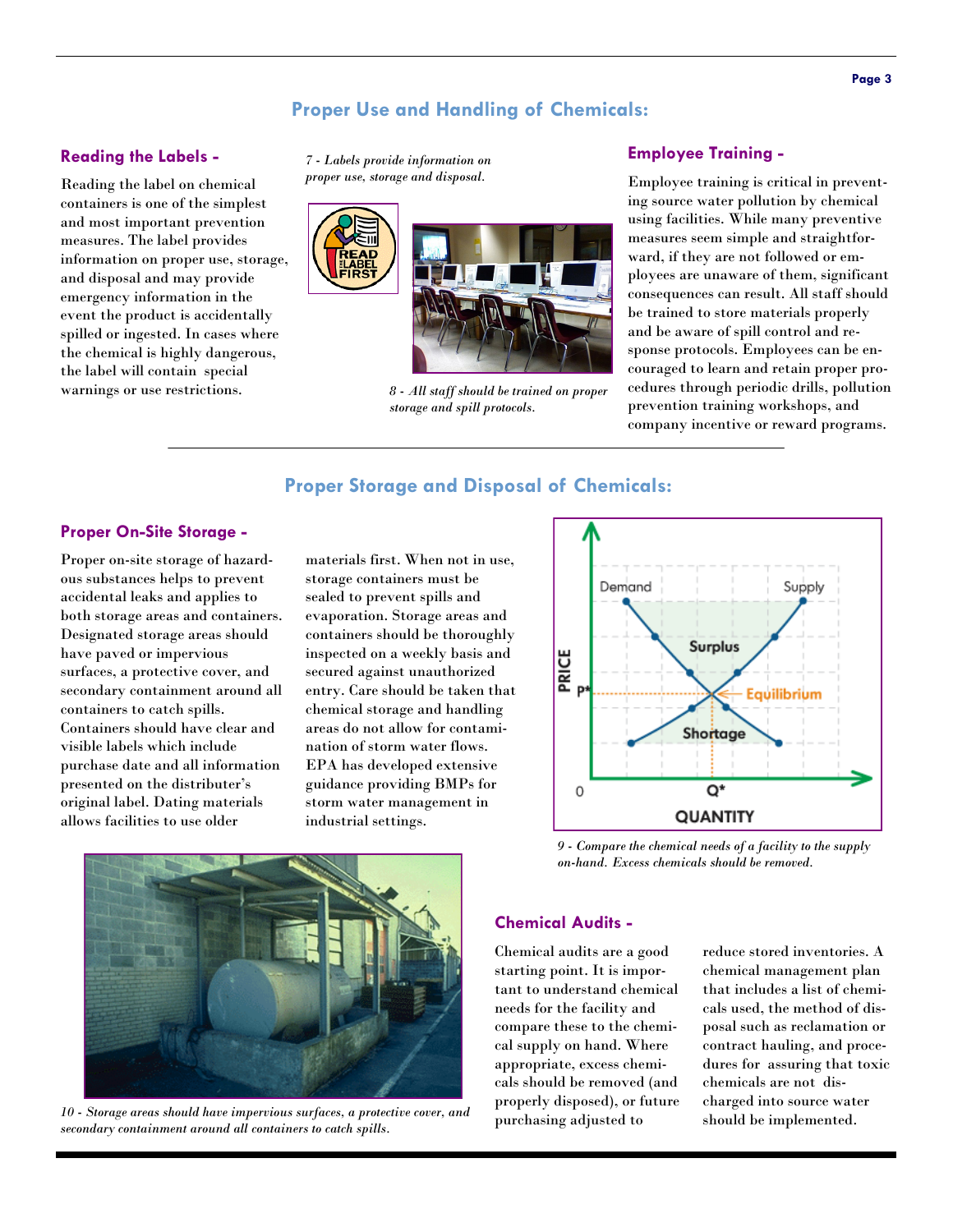## Proper Use and Handling of Chemicals:

### Reading the Labels -

Reading the label on chemical containers is one of the simplest and most important prevention measures. The label provides information on proper use, storage, and disposal and may provide emergency information in the event the product is accidentally spilled or ingested. In cases where the chemical is highly dangerous, the label will contain special warnings or use restrictions.

*7 - Labels provide information on proper use, storage and disposal.*

*8 - All staff should be trained on proper storage and spill protocols.*

### Employee Training -

Employee training is critical in preventing source water pollution by chemical using facilities. While many preventive measures seem simple and straightforward, if they are not followed or employees are unaware of them, significant consequences can result. All staff should be trained to store materials properly and be aware of spill control and response protocols. Employees can be encouraged to learn and retain proper procedures through periodic drills, pollution prevention training workshops, and company incentive or reward programs.

## Proper Storage and Disposal of Chemicals:

### Proper On-Site Storage -

Proper on-site storage of hazardous substances helps to prevent accidental leaks and applies to both storage areas and containers. Designated storage areas should have paved or impervious surfaces, a protective cover, and secondary containment around all containers to catch spills. Containers should have clear and visible labels which include purchase date and all information presented on the distributer's original label. Dating materials allows facilities to use older materials first. When not in use, storage containers must be sealed to prevent spills and evaporation. Storage areas and containers should be thoroughly inspected on a weekly basis and secured against unauthorized entry. Care should be taken that chemical storage and handling areas do not allow for contamination of storm water flows. EPA has developed extensive guidance providing BMPs for storm water management in industrial settings.

*9 - Compare the chemical needs of a facility to the supply on-hand. Excess chemicals should be removed.*

*10 - Storage areas should have impervious surfaces, a protective cover, and secondary containment around all containers to catch spills.*

### Chemical Audits -

Chemical audits are a good starting point. It is important to understand chemical needs for the facility and compare these to the chemical supply on hand. Where appropriate, excess chemicals should be removed (and properly disposed), or future purchasing adjusted to reduce stored inventories. A chemical management plan that includes a list of chemicals used, the method of disposal such as reclamation or contract hauling, and procedures for assuring that toxic chemicals are not discharged into source water should be implemented.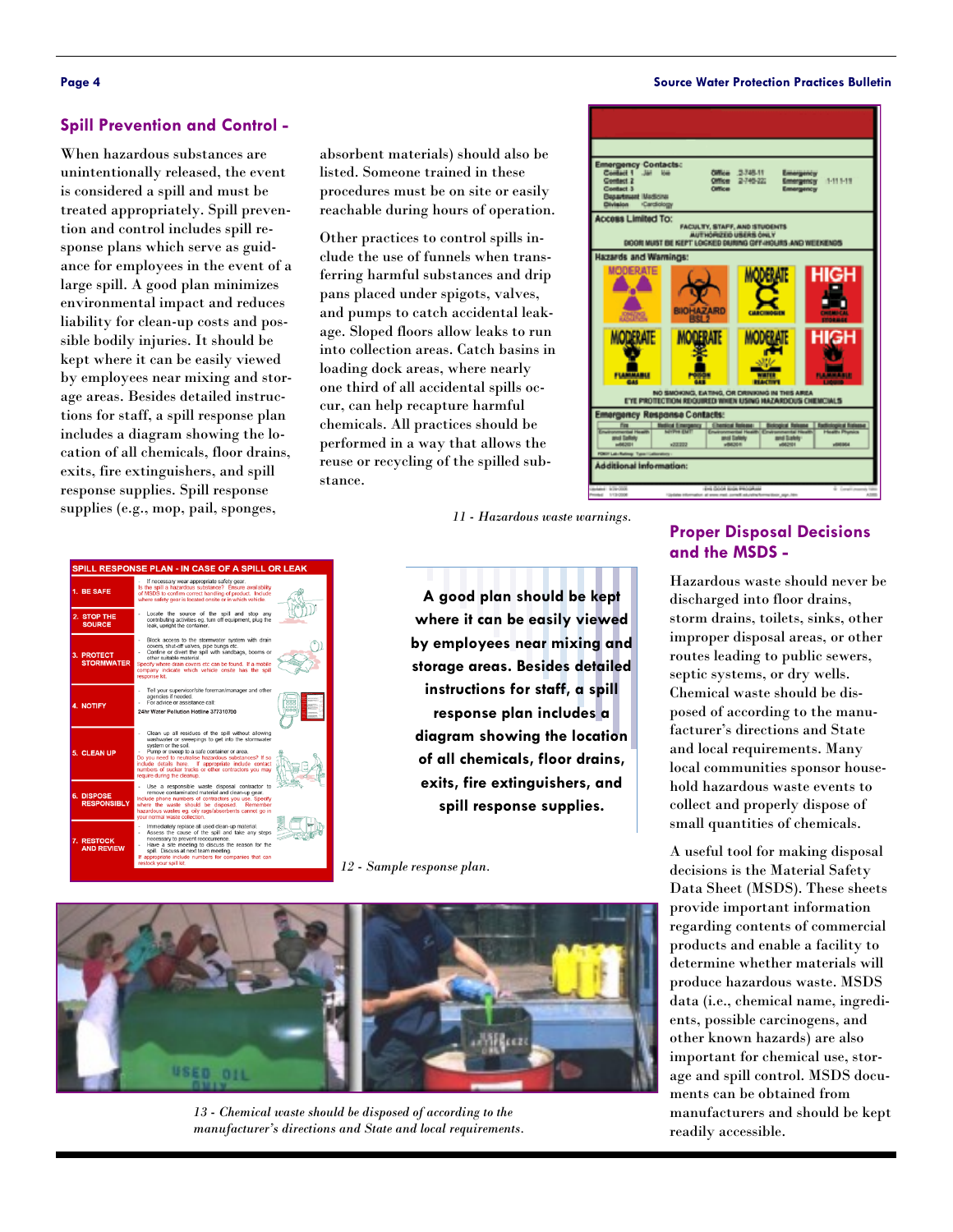## Spill Prevention and Control -

When hazardous substances are unintentionally released, the event is considered a spill and must be treated appropriately. Spill prevention and control includes spill response plans which serve as guidance for employees in the event of a large spill. A good plan minimizes environmental impact and reduces liability for clean-up costs and possible bodily injuries. It should be kept where it can be easily viewed by employees near mixing and storage areas. Besides detailed instructions for staff, a spill response plan includes a diagram showing the location of all chemicals, floor drains, exits, fire extinguishers, and spill response supplies. Spill response supplies (e.g., mop, pail, sponges, absorbent materials) should also be listed. Someone trained in these procedures must be on site or easily reachable during hours of operation.

Other practices to control spills include the use of funnels when transferring harmful substances and drip pans placed under spigots, valves, and pumps to catch accidental leakage. Sloped floors allow leaks to run into collection areas. Catch basins in loading dock areas, where nearly one third of all accidental spills occur, can help recapture harmful chemicals. All practices should be performed in a way that allows the reuse or recycling of the spilled substance.

*11 - Hazardous waste warnings.*

**A good plan should be kept where it can be easily viewed by employees near mixing and storage areas. Besides detailed instructions for staff, a spill response plan includes a diagram showing the location of all chemicals, floor drains, exits, fire extinguishers, and spill response supplies.**

*12 - Sample response plan.*

*13 - Chemical waste should be disposed of according to the manufacturer's directions and State and local requirements.*

## Proper Disposal Decisions and the MSDS -

Hazardous waste should never be discharged into floor drains, storm drains, toilets, sinks, other improper disposal areas, or other routes leading to public sewers, septic systems, or dry wells. Chemical waste should be disposed of according to the manufacturer's directions and State and local requirements. Many local communities sponsor household hazardous waste events to collect and properly dispose of small quantities of chemicals.

A useful tool for making disposal decisions is the Material Safety Data Sheet (MSDS). These sheets provide important information regarding contents of commercial products and enable a facility to determine whether materials will produce hazardous waste. MSDS data (i.e., chemical name, ingredients, possible carcinogens, and other known hazards) are also important for chemical use, storage and spill control. MSDS documents can be obtained from manufacturers and should be kept readily accessible.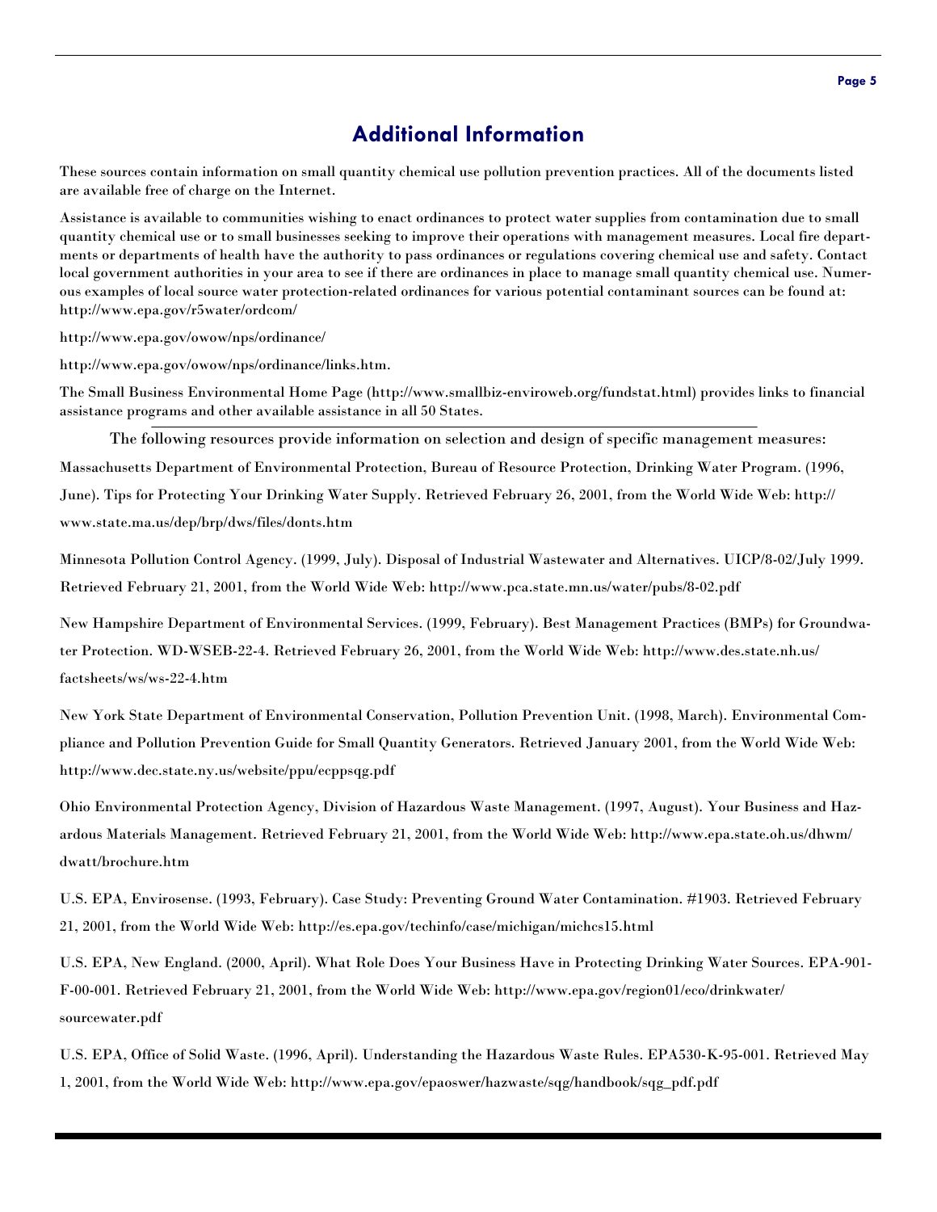## Additional Information

These sources contain information on small quantity chemical use pollution prevention practices. All of the documents listed are available free of charge on the Internet.

Assistance is available to communities wishing to enact ordinances to protect water supplies from contamination due to small quantity chemical use or to small businesses seeking to improve their operations with management measures. Local fire departments or departments of health have the authority to pass ordinances or regulations covering chemical use and safety. Contact local government authorities in your area to see if there are ordinances in place to manage small quantity chemical use. Numerous examples of local source water protection-related ordinances for various potential contaminant sources can be found at: http://www.epa.gov/r5water/ordcom/

http://www.epa.gov/owow/nps/ordinance/

http://www.epa.gov/owow/nps/ordinance/links.htm.

The Small Business Environmental Home Page (http://www.smallbiz-enviroweb.org/fundstat.html) provides links to financial assistance programs and other available assistance in all 50 States.

---

The following resources provide information on selection and design of specific management measures:

Massachusetts Department of Environmental Protection, Bureau of Resource Protection, Drinking Water Program. (1996, June). Tips for Protecting Your Drinking Water Supply. Retrieved February 26, 2001, from the World Wide Web: http://www.state.ma.us/dep/brp/dws/files/donts.htm

Minnesota Pollution Control Agency. (1999, July). Disposal of Industrial Wastewater and Alternatives. UICP/8-02/July 1999. Retrieved February 21, 2001, from the World Wide Web: http://www.pca.state.mn.us/water/pubs/8-02.pdf

New Hampshire Department of Environmental Services. (1999, February). Best Management Practices (BMPs) for Groundwater Protection. WD-WSEB-22-4. Retrieved February 26, 2001, from the World Wide Web: http://www.des.state.nh.us/factsheets/ws/ws-22-4.htm

New York State Department of Environmental Conservation, Pollution Prevention Unit. (1998, March). Environmental Compliance and Pollution Prevention Guide for Small Quantity Generators. Retrieved January 2001, from the World Wide Web: http://www.dec.state.ny.us/website/ppu/ecppsqg.pdf

Ohio Environmental Protection Agency, Division of Hazardous Waste Management. (1997, August). Your Business and Hazardous Materials Management. Retrieved February 21, 2001, from the World Wide Web: http://www.epa.state.oh.us/dhwm/dwatt/brochure.htm

U.S. EPA, Envirosense. (1993, February). Case Study: Preventing Ground Water Contamination. #1903. Retrieved February 21, 2001, from the World Wide Web: http://es.epa.gov/techinfo/case/michigan/michcs15.html

U.S. EPA, New England. (2000, April). What Role Does Your Business Have in Protecting Drinking Water Sources. EPA-901-F-00-001. Retrieved February 21, 2001, from the World Wide Web: http://www.epa.gov/region01/eco/drinkwater/sourcewater.pdf

U.S. EPA, Office of Solid Waste. (1996, April). Understanding the Hazardous Waste Rules. EPA530-K-95-001. Retrieved May 1, 2001, from the World Wide Web: http://www.epa.gov/epaoswer/hazwaste/sqg/handbook/sqg_pdf.pdf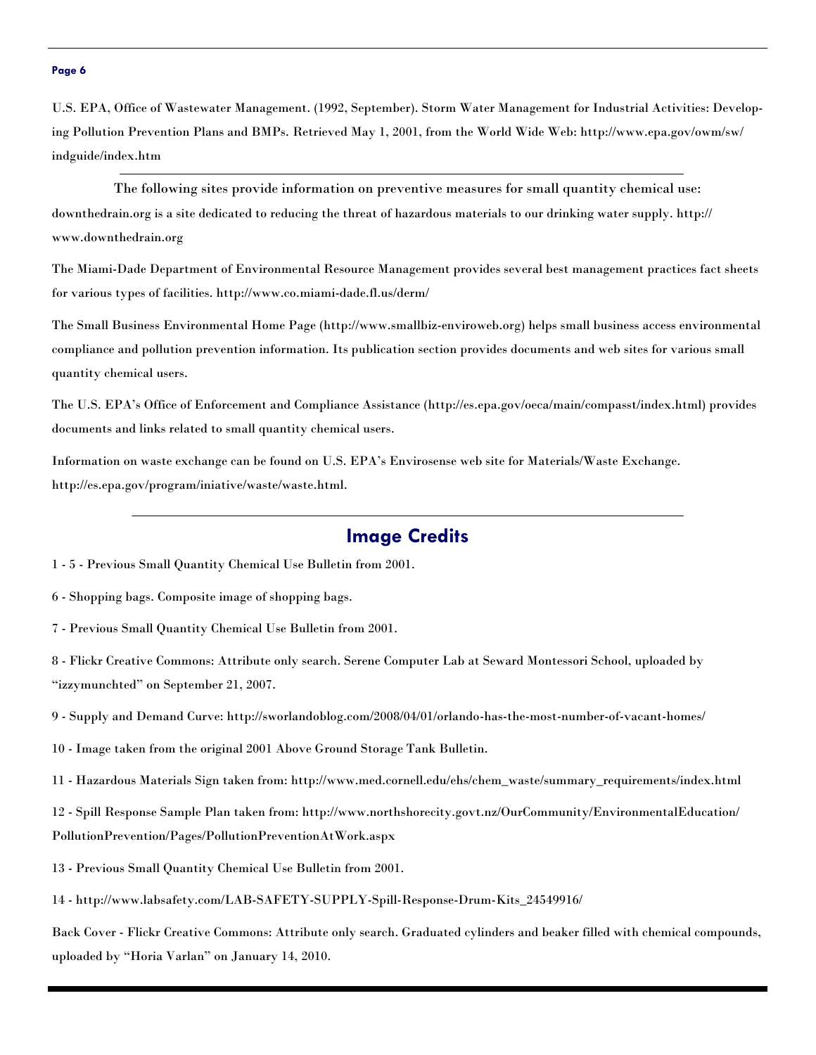U.S. EPA, Office of Wastewater Management. (1992, September). Storm Water Management for Industrial Activities: Developing Pollution Prevention Plans and BMPs. Retrieved May 1, 2001, from the World Wide Web: http://www.epa.gov/owm/sw/indguide/index.htm

---

The following sites provide information on preventive measures for small quantity chemical use:

downthedrain.org is a site dedicated to reducing the threat of hazardous materials to our drinking water supply. http://www.downthedrain.org

The Miami-Dade Department of Environmental Resource Management provides several best management practices fact sheets for various types of facilities. http://www.co.miami-dade.fl.us/derm/

The Small Business Environmental Home Page (http://www.smallbiz-enviroweb.org) helps small business access environmental compliance and pollution prevention information. Its publication section provides documents and web sites for various small quantity chemical users.

The U.S. EPA's Office of Enforcement and Compliance Assistance (http://es.epa.gov/oeca/main/compasst/index.html) provides documents and links related to small quantity chemical users.

Information on waste exchange can be found on U.S. EPA's Envirosense web site for Materials/Waste Exchange. http://es.epa.gov/program/iniative/waste/waste.html.

---

## Image Credits

1 - 5 - Previous Small Quantity Chemical Use Bulletin from 2001.

6 - Shopping bags. Composite image of shopping bags.

7 - Previous Small Quantity Chemical Use Bulletin from 2001.

8 - Flickr Creative Commons: Attribute only search. Serene Computer Lab at Seward Montessori School, uploaded by "izzymunchted" on September 21, 2007.

9 - Supply and Demand Curve: http://sworlandoblog.com/2008/04/01/orlando-has-the-most-number-of-vacant-homes/

10 - Image taken from the original 2001 Above Ground Storage Tank Bulletin.

11 - Hazardous Materials Sign taken from: http://www.med.cornell.edu/ehs/chem_waste/summary_requirements/index.html

12 - Spill Response Sample Plan taken from: http://www.northshorecity.govt.nz/OurCommunity/EnvironmentalEducation/PollutionPrevention/Pages/PollutionPreventionAtWork.aspx

13 - Previous Small Quantity Chemical Use Bulletin from 2001.

14 - http://www.labsafety.com/LAB-SAFETY-SUPPLY-Spill-Response-Drum-Kits_24549916/

Back Cover - Flickr Creative Commons: Attribute only search. Graduated cylinders and beaker filled with chemical compounds, uploaded by "Horia Varlan" on January 14, 2010.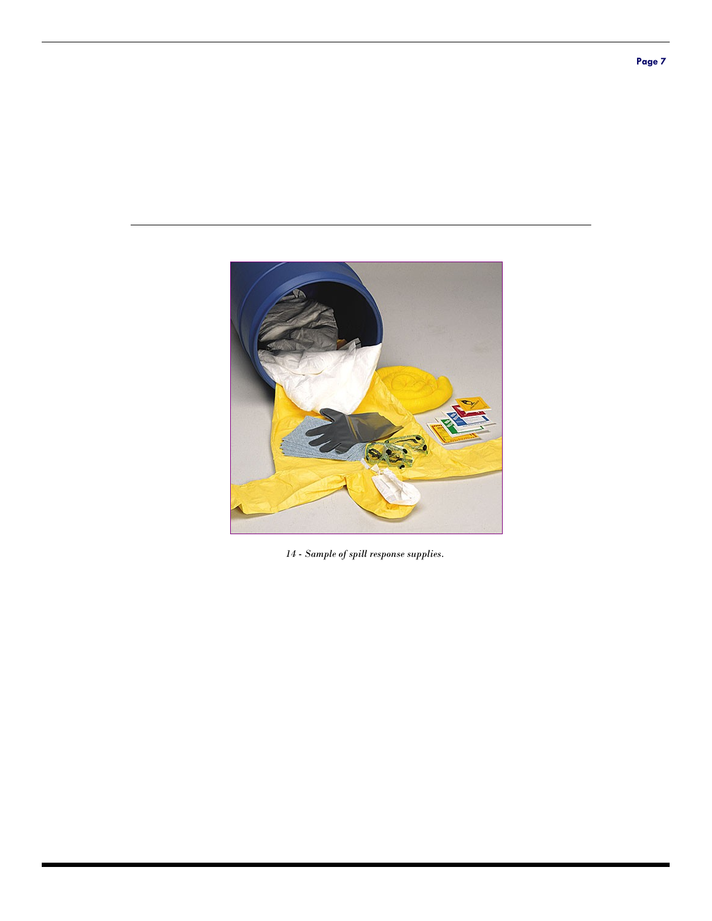*14 - Sample of spill response supplies.*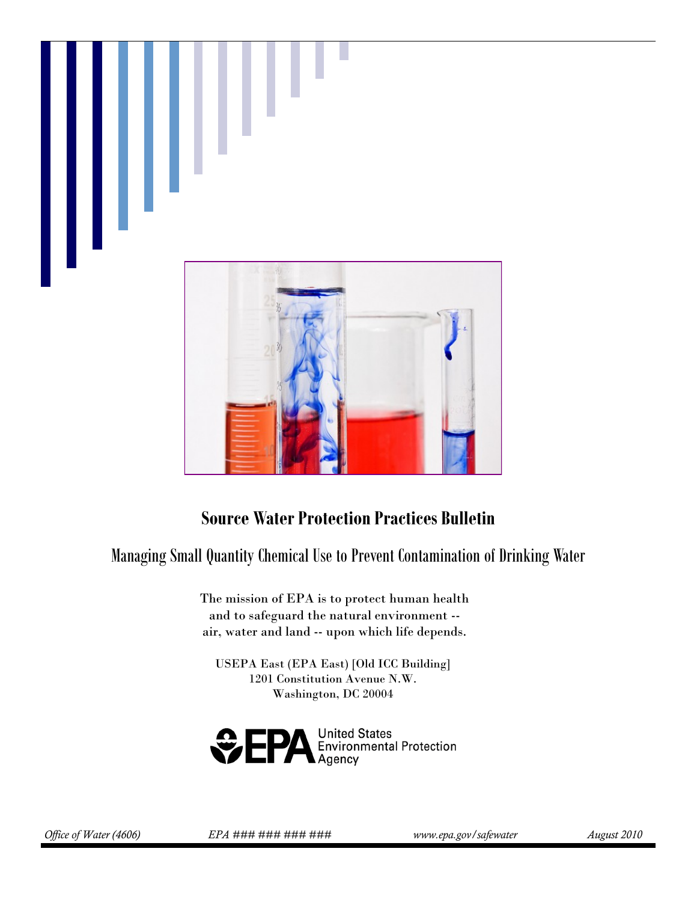# Source Water Protection Practices Bulletin

## Managing Small Quantity Chemical Use to Prevent Contamination of Drinking Water

The mission of EPA is to protect human health and to safeguard the natural environment -- air, water and land -- upon which life depends.

USEPA East (EPA East) [Old ICC Building]
1201 Constitution Avenue N.W.
Washington, DC 20004

EPA United States Environmental Protection Agency

*Office of Water (4606)* *EPA ### ### ### ###* *www.epa.gov/safewater* *August 2010*